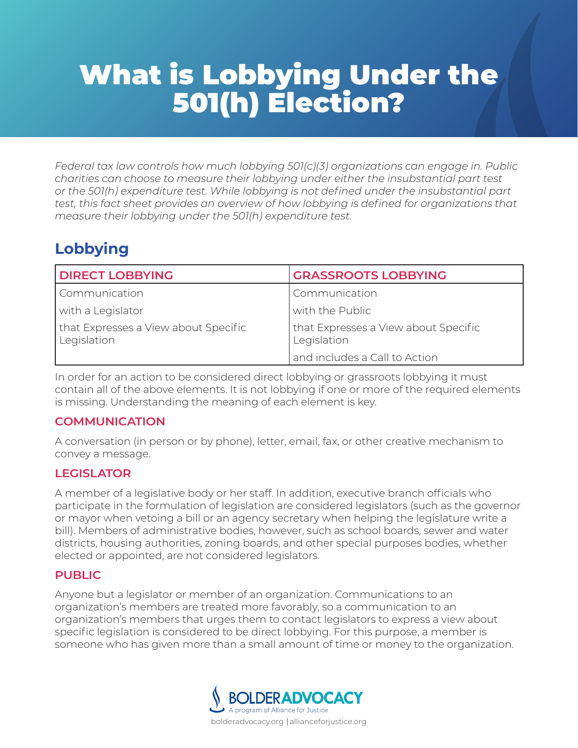# What is Lobbying Under the 501(h) Election?

*Federal tax law controls how much lobbying 501(c)(3) organizations can engage in. Public charities can choose to measure their lobbying under either the insubstantial part test or the 501(h) expenditure test. While lobbying is not defined under the insubstantial part test, this fact sheet provides an overview of how lobbying is defined for organizations that measure their lobbying under the 501(h) expenditure test.*

## Lobbying

| DIRECT LOBBYING | GRASSROOTS LOBBYING |
| --- | --- |
| Communication | Communication |
| with a Legislator | with the Public |
| that Expresses a View about Specific Legislation | that Expresses a View about Specific Legislation |
| | and includes a Call to Action |

In order for an action to be considered direct lobbying or grassroots lobbying it must contain all of the above elements. It is not lobbying if one or more of the required elements is missing. Understanding the meaning of each element is key.

### COMMUNICATION

A conversation (in person or by phone), letter, email, fax, or other creative mechanism to convey a message.

### LEGISLATOR

A member of a legislative body or her staff. In addition, executive branch officials who participate in the formulation of legislation are considered legislators (such as the governor or mayor when vetoing a bill or an agency secretary when helping the legislature write a bill). Members of administrative bodies, however, such as school boards, sewer and water districts, housing authorities, zoning boards, and other special purposes bodies, whether elected or appointed, are not considered legislators.

### PUBLIC

Anyone but a legislator or member of an organization. Communications to an organization's members are treated more favorably, so a communication to an organization's members that urges them to contact legislators to express a view about specific legislation is considered to be direct lobbying. For this purpose, a member is someone who has given more than a small amount of time or money to the organization.

BOLDERADVOCACY
A program of Alliance for Justice
bolderadvocacy.org | allianceforjustice.org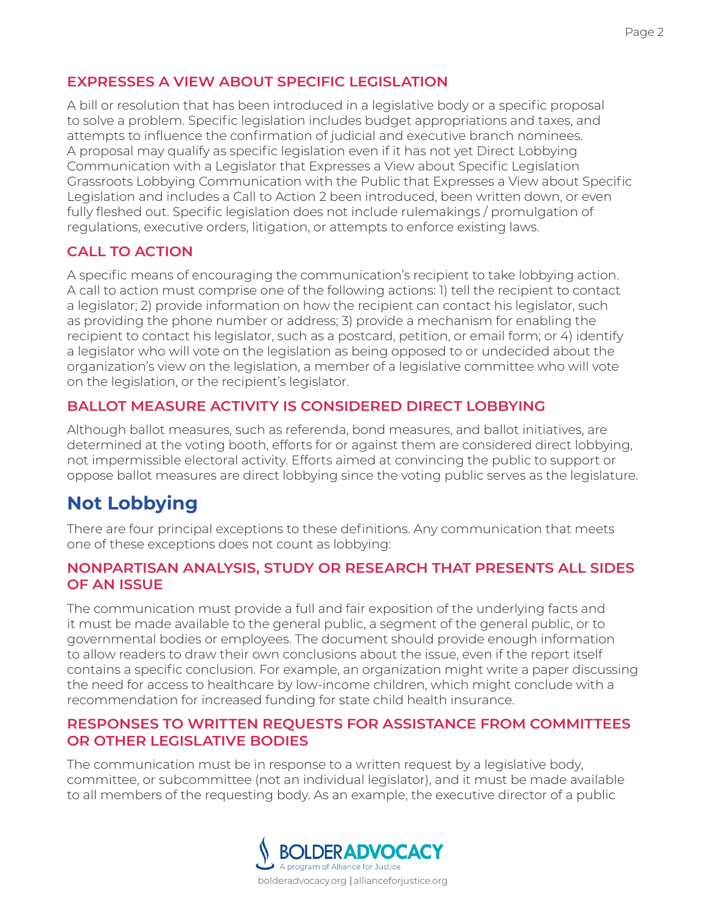### EXPRESSES A VIEW ABOUT SPECIFIC LEGISLATION

A bill or resolution that has been introduced in a legislative body or a specific proposal to solve a problem. Specific legislation includes budget appropriations and taxes, and attempts to influence the confirmation of judicial and executive branch nominees. A proposal may qualify as specific legislation even if it has not yet Direct Lobbying Communication with a Legislator that Expresses a View about Specific Legislation Grassroots Lobbying Communication with the Public that Expresses a View about Specific Legislation and includes a Call to Action 2 been introduced, been written down, or even fully fleshed out. Specific legislation does not include rulemakings / promulgation of regulations, executive orders, litigation, or attempts to enforce existing laws.

### CALL TO ACTION

A specific means of encouraging the communication's recipient to take lobbying action. A call to action must comprise one of the following actions: 1) tell the recipient to contact a legislator; 2) provide information on how the recipient can contact his legislator, such as providing the phone number or address; 3) provide a mechanism for enabling the recipient to contact his legislator, such as a postcard, petition, or email form; or 4) identify a legislator who will vote on the legislation as being opposed to or undecided about the organization's view on the legislation, a member of a legislative committee who will vote on the legislation, or the recipient's legislator.

### BALLOT MEASURE ACTIVITY IS CONSIDERED DIRECT LOBBYING

Although ballot measures, such as referenda, bond measures, and ballot initiatives, are determined at the voting booth, efforts for or against them are considered direct lobbying, not impermissible electoral activity. Efforts aimed at convincing the public to support or oppose ballot measures are direct lobbying since the voting public serves as the legislature.

## Not Lobbying

There are four principal exceptions to these definitions. Any communication that meets one of these exceptions does not count as lobbying:

### NONPARTISAN ANALYSIS, STUDY OR RESEARCH THAT PRESENTS ALL SIDES OF AN ISSUE

The communication must provide a full and fair exposition of the underlying facts and it must be made available to the general public, a segment of the general public, or to governmental bodies or employees. The document should provide enough information to allow readers to draw their own conclusions about the issue, even if the report itself contains a specific conclusion. For example, an organization might write a paper discussing the need for access to healthcare by low-income children, which might conclude with a recommendation for increased funding for state child health insurance.

### RESPONSES TO WRITTEN REQUESTS FOR ASSISTANCE FROM COMMITTEES OR OTHER LEGISLATIVE BODIES

The communication must be in response to a written request by a legislative body, committee, or subcommittee (not an individual legislator), and it must be made available to all members of the requesting body. As an example, the executive director of a public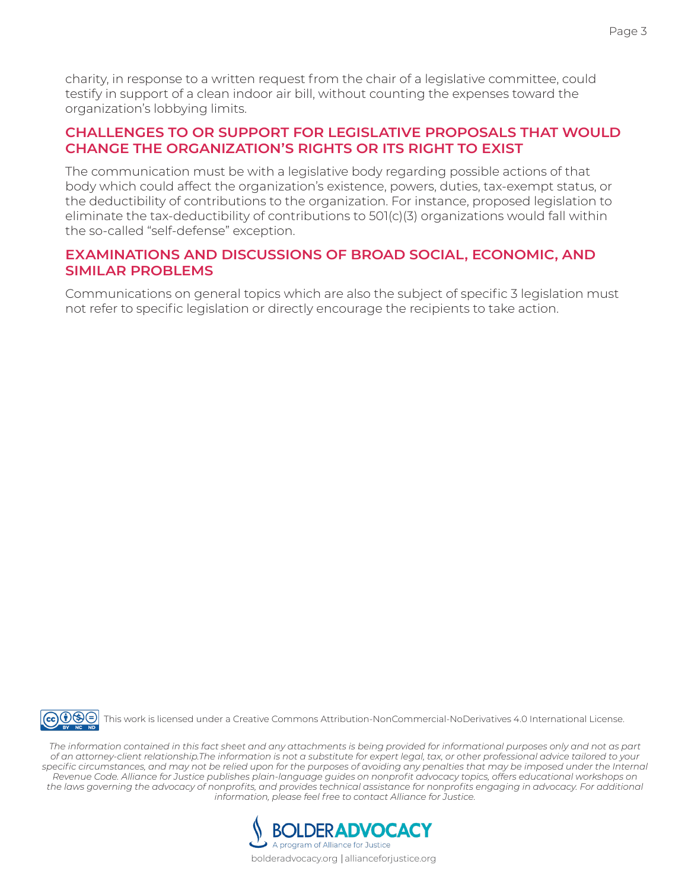charity, in response to a written request from the chair of a legislative committee, could testify in support of a clean indoor air bill, without counting the expenses toward the organization's lobbying limits.

## CHALLENGES TO OR SUPPORT FOR LEGISLATIVE PROPOSALS THAT WOULD CHANGE THE ORGANIZATION'S RIGHTS OR ITS RIGHT TO EXIST

The communication must be with a legislative body regarding possible actions of that body which could affect the organization's existence, powers, duties, tax-exempt status, or the deductibility of contributions to the organization. For instance, proposed legislation to eliminate the tax-deductibility of contributions to 501(c)(3) organizations would fall within the so-called "self-defense" exception.

## EXAMINATIONS AND DISCUSSIONS OF BROAD SOCIAL, ECONOMIC, AND SIMILAR PROBLEMS

Communications on general topics which are also the subject of specific 3 legislation must not refer to specific legislation or directly encourage the recipients to take action.

This work is licensed under a Creative Commons Attribution-NonCommercial-NoDerivatives 4.0 International License.

*The information contained in this fact sheet and any attachments is being provided for informational purposes only and not as part of an attorney-client relationship.The information is not a substitute for expert legal, tax, or other professional advice tailored to your specific circumstances, and may not be relied upon for the purposes of avoiding any penalties that may be imposed under the Internal Revenue Code. Alliance for Justice publishes plain-language guides on nonprofit advocacy topics, offers educational workshops on the laws governing the advocacy of nonprofits, and provides technical assistance for nonprofits engaging in advocacy. For additional information, please feel free to contact Alliance for Justice.*

BOLDER ADVOCACY
A program of Alliance for Justice

bolderadvocacy.org | allianceforjustice.org